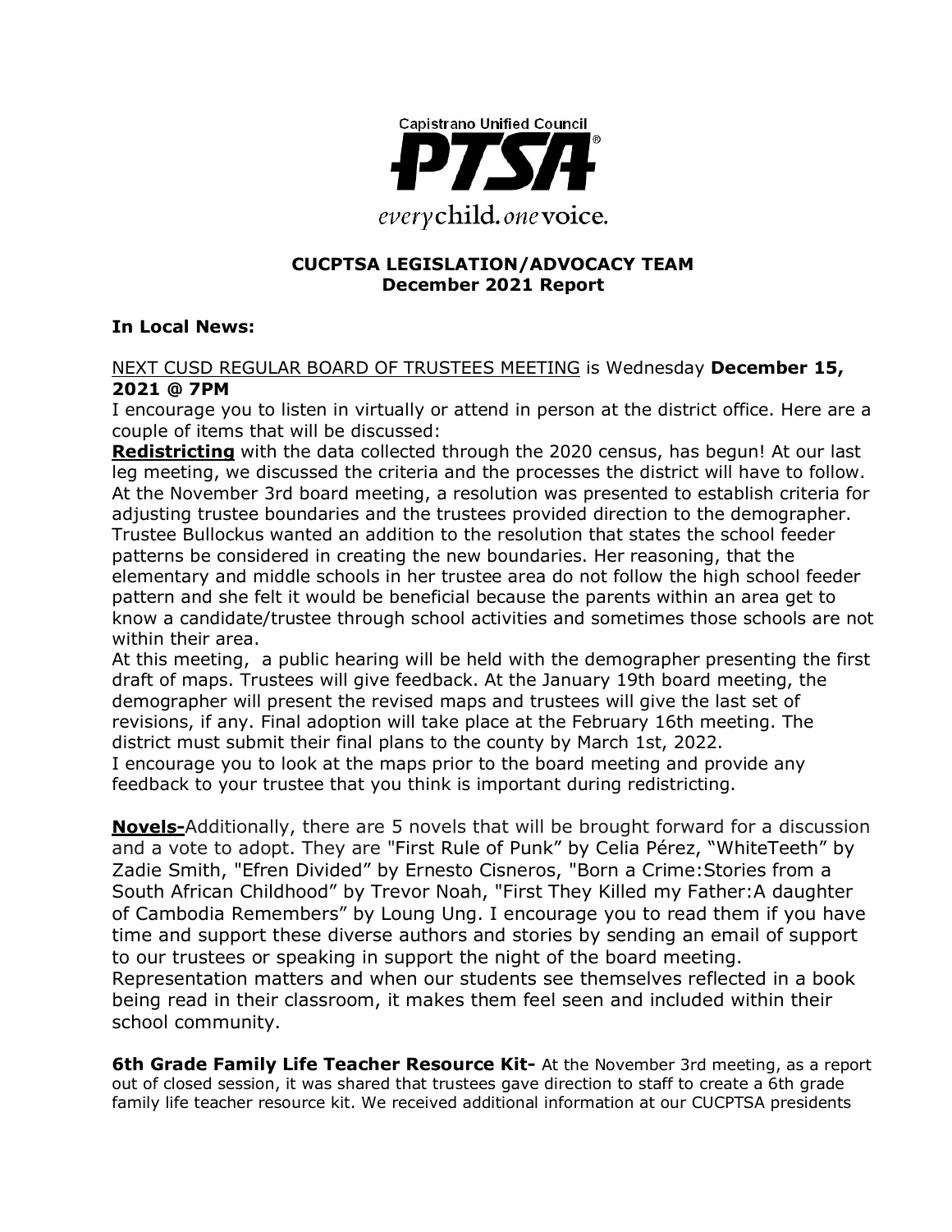Capistrano Unified Council

**PTSA**

*every* child. *one* voice.

## CUCPTSA LEGISLATION/ADVOCACY TEAM
## December 2021 Report

### In Local News:

NEXT CUSD REGULAR BOARD OF TRUSTEES MEETING is Wednesday **December 15, 2021 @ 7PM**

I encourage you to listen in virtually or attend in person at the district office. Here are a couple of items that will be discussed:

**Redistricting** with the data collected through the 2020 census, has begun! At our last leg meeting, we discussed the criteria and the processes the district will have to follow. At the November 3rd board meeting, a resolution was presented to establish criteria for adjusting trustee boundaries and the trustees provided direction to the demographer. Trustee Bullockus wanted an addition to the resolution that states the school feeder patterns be considered in creating the new boundaries. Her reasoning, that the elementary and middle schools in her trustee area do not follow the high school feeder pattern and she felt it would be beneficial because the parents within an area get to know a candidate/trustee through school activities and sometimes those schools are not within their area.

At this meeting, a public hearing will be held with the demographer presenting the first draft of maps. Trustees will give feedback. At the January 19th board meeting, the demographer will present the revised maps and trustees will give the last set of revisions, if any. Final adoption will take place at the February 16th meeting. The district must submit their final plans to the county by March 1st, 2022.

I encourage you to look at the maps prior to the board meeting and provide any feedback to your trustee that you think is important during redistricting.

**Novels-**Additionally, there are 5 novels that will be brought forward for a discussion and a vote to adopt. They are "First Rule of Punk" by Celia Pérez, "WhiteTeeth" by Zadie Smith, "Efren Divided" by Ernesto Cisneros, "Born a Crime:Stories from a South African Childhood" by Trevor Noah, "First They Killed my Father:A daughter of Cambodia Remembers" by Loung Ung. I encourage you to read them if you have time and support these diverse authors and stories by sending an email of support to our trustees or speaking in support the night of the board meeting. Representation matters and when our students see themselves reflected in a book being read in their classroom, it makes them feel seen and included within their school community.

**6th Grade Family Life Teacher Resource Kit-** At the November 3rd meeting, as a report out of closed session, it was shared that trustees gave direction to staff to create a 6th grade family life teacher resource kit. We received additional information at our CUCPTSA presidents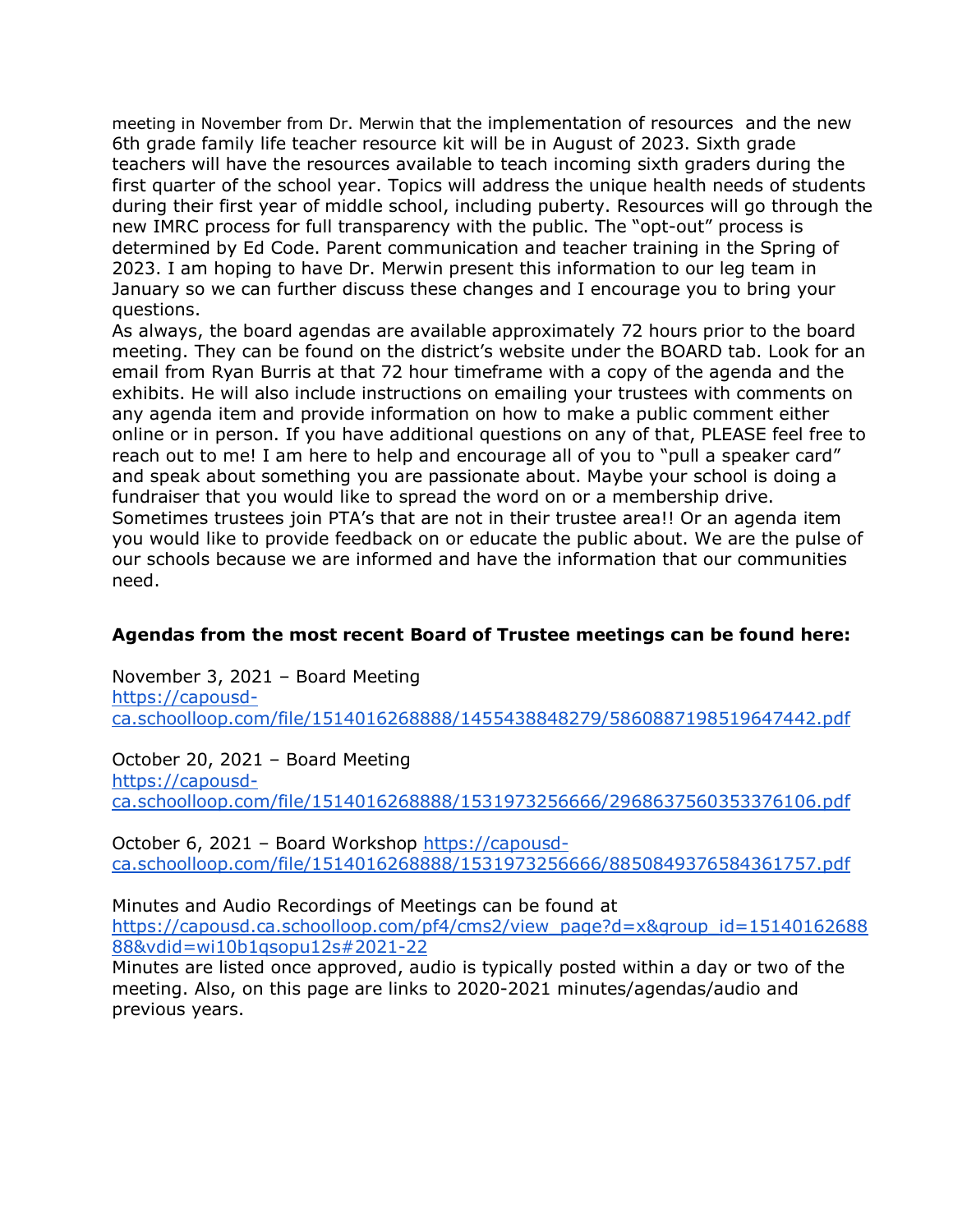meeting in November from Dr. Merwin that the implementation of resources and the new 6th grade family life teacher resource kit will be in August of 2023. Sixth grade teachers will have the resources available to teach incoming sixth graders during the first quarter of the school year. Topics will address the unique health needs of students during their first year of middle school, including puberty. Resources will go through the new IMRC process for full transparency with the public. The "opt-out" process is determined by Ed Code. Parent communication and teacher training in the Spring of 2023. I am hoping to have Dr. Merwin present this information to our leg team in January so we can further discuss these changes and I encourage you to bring your questions.

As always, the board agendas are available approximately 72 hours prior to the board meeting. They can be found on the district's website under the BOARD tab. Look for an email from Ryan Burris at that 72 hour timeframe with a copy of the agenda and the exhibits. He will also include instructions on emailing your trustees with comments on any agenda item and provide information on how to make a public comment either online or in person. If you have additional questions on any of that, PLEASE feel free to reach out to me! I am here to help and encourage all of you to "pull a speaker card" and speak about something you are passionate about. Maybe your school is doing a fundraiser that you would like to spread the word on or a membership drive. Sometimes trustees join PTA's that are not in their trustee area!! Or an agenda item you would like to provide feedback on or educate the public about. We are the pulse of our schools because we are informed and have the information that our communities need.

**Agendas from the most recent Board of Trustee meetings can be found here:**

November 3, 2021 – Board Meeting
https://capousd-ca.schoolloop.com/file/1514016268888/1455438848279/5860887198519647442.pdf

October 20, 2021 – Board Meeting
https://capousd-ca.schoolloop.com/file/1514016268888/1531973256666/2968637560353376106.pdf

October 6, 2021 – Board Workshop https://capousd-ca.schoolloop.com/file/1514016268888/1531973256666/8850849376584361757.pdf

Minutes and Audio Recordings of Meetings can be found at
https://capousd.ca.schoolloop.com/pf4/cms2/view_page?d=x&group_id=1514016268888&vdid=wi10b1qsopu12s#2021-22
Minutes are listed once approved, audio is typically posted within a day or two of the meeting. Also, on this page are links to 2020-2021 minutes/agendas/audio and previous years.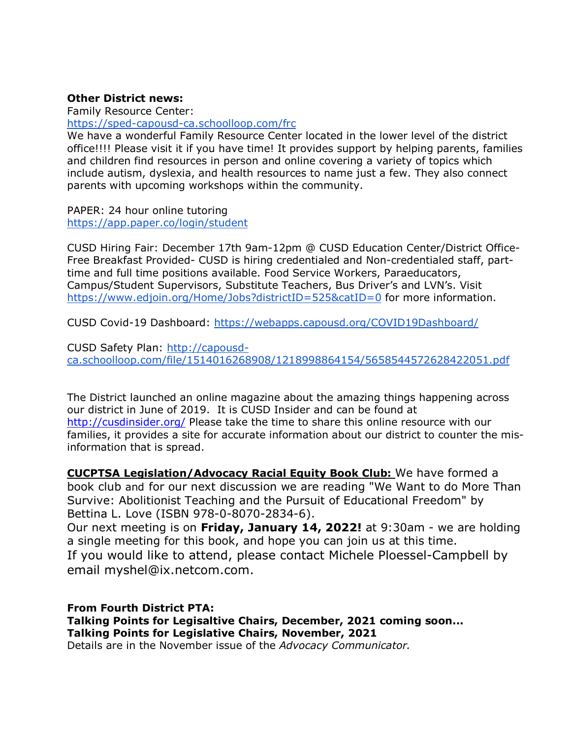**Other District news:**
Family Resource Center:
https://sped-capousd-ca.schoolloop.com/frc
We have a wonderful Family Resource Center located in the lower level of the district office!!!! Please visit it if you have time! It provides support by helping parents, families and children find resources in person and online covering a variety of topics which include autism, dyslexia, and health resources to name just a few. They also connect parents with upcoming workshops within the community.

PAPER: 24 hour online tutoring
https://app.paper.co/login/student

CUSD Hiring Fair: December 17th 9am-12pm @ CUSD Education Center/District Office- Free Breakfast Provided- CUSD is hiring credentialed and Non-credentialed staff, part-time and full time positions available. Food Service Workers, Paraeducators, Campus/Student Supervisors, Substitute Teachers, Bus Driver's and LVN's. Visit https://www.edjoin.org/Home/Jobs?districtID=525&catID=0 for more information.

CUSD Covid-19 Dashboard: https://webapps.capousd.org/COVID19Dashboard/

CUSD Safety Plan: http://capousd-ca.schoolloop.com/file/1514016268908/1218998864154/5658544572628422051.pdf

The District launched an online magazine about the amazing things happening across our district in June of 2019. It is CUSD Insider and can be found at http://cusdinsider.org/ Please take the time to share this online resource with our families, it provides a site for accurate information about our district to counter the mis-information that is spread.

**CUCPTSA Legislation/Advocacy Racial Equity Book Club:** We have formed a book club and for our next discussion we are reading "We Want to do More Than Survive: Abolitionist Teaching and the Pursuit of Educational Freedom" by Bettina L. Love (ISBN 978-0-8070-2834-6).
Our next meeting is on **Friday, January 14, 2022!** at 9:30am - we are holding a single meeting for this book, and hope you can join us at this time.
If you would like to attend, please contact Michele Ploessel-Campbell by email myshel@ix.netcom.com.

**From Fourth District PTA:**
**Talking Points for Legisaltive Chairs, December, 2021 coming soon...**
**Talking Points for Legislative Chairs, November, 2021**
Details are in the November issue of the *Advocacy Communicator.*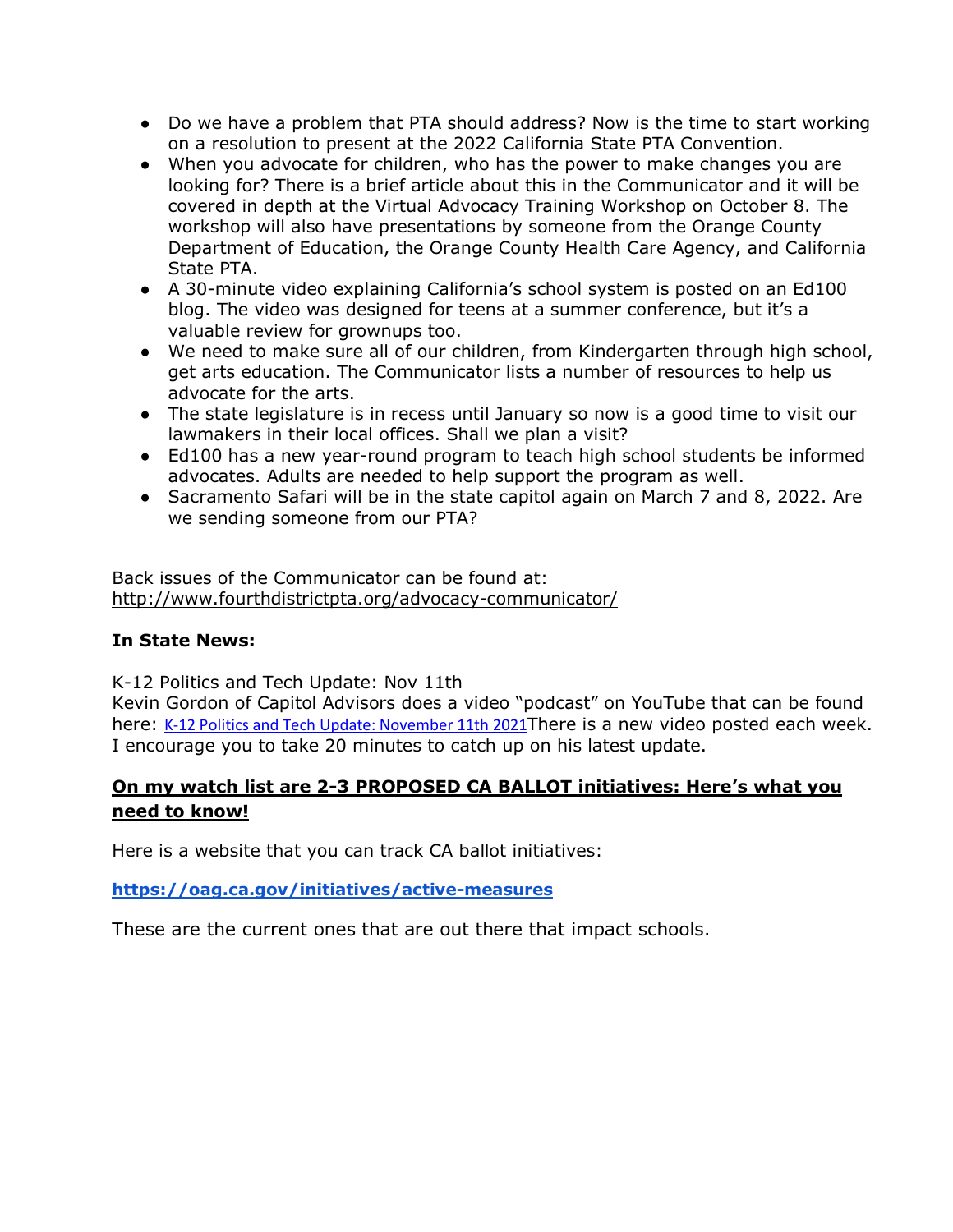- Do we have a problem that PTA should address? Now is the time to start working on a resolution to present at the 2022 California State PTA Convention.
- When you advocate for children, who has the power to make changes you are looking for? There is a brief article about this in the Communicator and it will be covered in depth at the Virtual Advocacy Training Workshop on October 8. The workshop will also have presentations by someone from the Orange County Department of Education, the Orange County Health Care Agency, and California State PTA.
- A 30-minute video explaining California's school system is posted on an Ed100 blog. The video was designed for teens at a summer conference, but it's a valuable review for grownups too.
- We need to make sure all of our children, from Kindergarten through high school, get arts education. The Communicator lists a number of resources to help us advocate for the arts.
- The state legislature is in recess until January so now is a good time to visit our lawmakers in their local offices. Shall we plan a visit?
- Ed100 has a new year-round program to teach high school students be informed advocates. Adults are needed to help support the program as well.
- Sacramento Safari will be in the state capitol again on March 7 and 8, 2022. Are we sending someone from our PTA?

Back issues of the Communicator can be found at:
http://www.fourthdistrictpta.org/advocacy-communicator/

**In State News:**

K-12 Politics and Tech Update: Nov 11th
Kevin Gordon of Capitol Advisors does a video "podcast" on YouTube that can be found here: K-12 Politics and Tech Update: November 11th 2021There is a new video posted each week. I encourage you to take 20 minutes to catch up on his latest update.

**On my watch list are 2-3 PROPOSED CA BALLOT initiatives: Here's what you need to know!**

Here is a website that you can track CA ballot initiatives:

**https://oag.ca.gov/initiatives/active-measures**

These are the current ones that are out there that impact schools.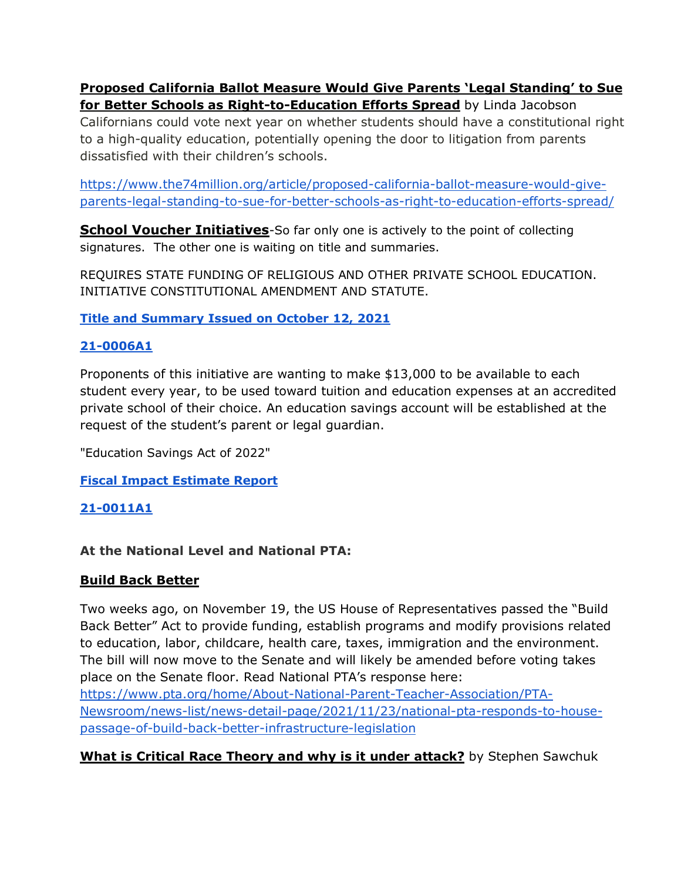**Proposed California Ballot Measure Would Give Parents 'Legal Standing' to Sue for Better Schools as Right-to-Education Efforts Spread** by Linda Jacobson
Californians could vote next year on whether students should have a constitutional right to a high-quality education, potentially opening the door to litigation from parents dissatisfied with their children's schools.

https://www.the74million.org/article/proposed-california-ballot-measure-would-give-parents-legal-standing-to-sue-for-better-schools-as-right-to-education-efforts-spread/

**School Voucher Initiatives**-So far only one is actively to the point of collecting signatures. The other one is waiting on title and summaries.

REQUIRES STATE FUNDING OF RELIGIOUS AND OTHER PRIVATE SCHOOL EDUCATION. INITIATIVE CONSTITUTIONAL AMENDMENT AND STATUTE.

**Title and Summary Issued on October 12, 2021**

**21-0006A1**

Proponents of this initiative are wanting to make $13,000 to be available to each student every year, to be used toward tuition and education expenses at an accredited private school of their choice. An education savings account will be established at the request of the student's parent or legal guardian.

"Education Savings Act of 2022"

**Fiscal Impact Estimate Report**

**21-0011A1**

**At the National Level and National PTA:**

**Build Back Better**

Two weeks ago, on November 19, the US House of Representatives passed the "Build Back Better" Act to provide funding, establish programs and modify provisions related to education, labor, childcare, health care, taxes, immigration and the environment. The bill will now move to the Senate and will likely be amended before voting takes place on the Senate floor. Read National PTA's response here: https://www.pta.org/home/About-National-Parent-Teacher-Association/PTA-Newsroom/news-list/news-detail-page/2021/11/23/national-pta-responds-to-house-passage-of-build-back-better-infrastructure-legislation

**What is Critical Race Theory and why is it under attack?** by Stephen Sawchuk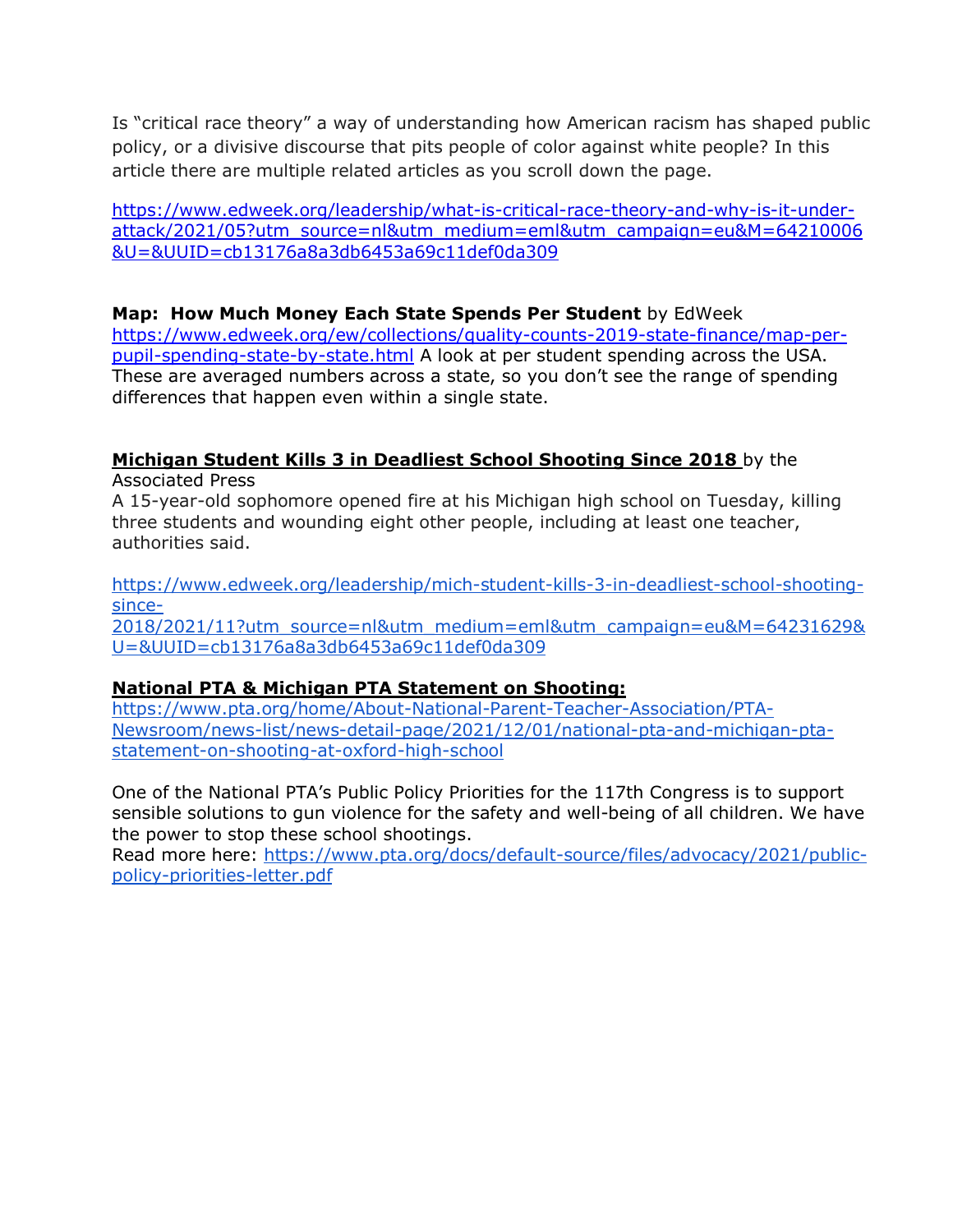Is “critical race theory” a way of understanding how American racism has shaped public policy, or a divisive discourse that pits people of color against white people? In this article there are multiple related articles as you scroll down the page.

https://www.edweek.org/leadership/what-is-critical-race-theory-and-why-is-it-under-attack/2021/05?utm_source=nl&utm_medium=eml&utm_campaign=eu&M=64210006&U=&UUID=cb13176a8a3db6453a69c11def0da309

**Map: How Much Money Each State Spends Per Student** by EdWeek
https://www.edweek.org/ew/collections/quality-counts-2019-state-finance/map-per-pupil-spending-state-by-state.html A look at per student spending across the USA. These are averaged numbers across a state, so you don’t see the range of spending differences that happen even within a single state.

**Michigan Student Kills 3 in Deadliest School Shooting Since 2018** by the Associated Press
A 15-year-old sophomore opened fire at his Michigan high school on Tuesday, killing three students and wounding eight other people, including at least one teacher, authorities said.

https://www.edweek.org/leadership/mich-student-kills-3-in-deadliest-school-shooting-since-2018/2021/11?utm_source=nl&utm_medium=eml&utm_campaign=eu&M=64231629&U=&UUID=cb13176a8a3db6453a69c11def0da309

**National PTA & Michigan PTA Statement on Shooting:**
https://www.pta.org/home/About-National-Parent-Teacher-Association/PTA-Newsroom/news-list/news-detail-page/2021/12/01/national-pta-and-michigan-pta-statement-on-shooting-at-oxford-high-school

One of the National PTA’s Public Policy Priorities for the 117th Congress is to support sensible solutions to gun violence for the safety and well-being of all children. We have the power to stop these school shootings.
Read more here: https://www.pta.org/docs/default-source/files/advocacy/2021/public-policy-priorities-letter.pdf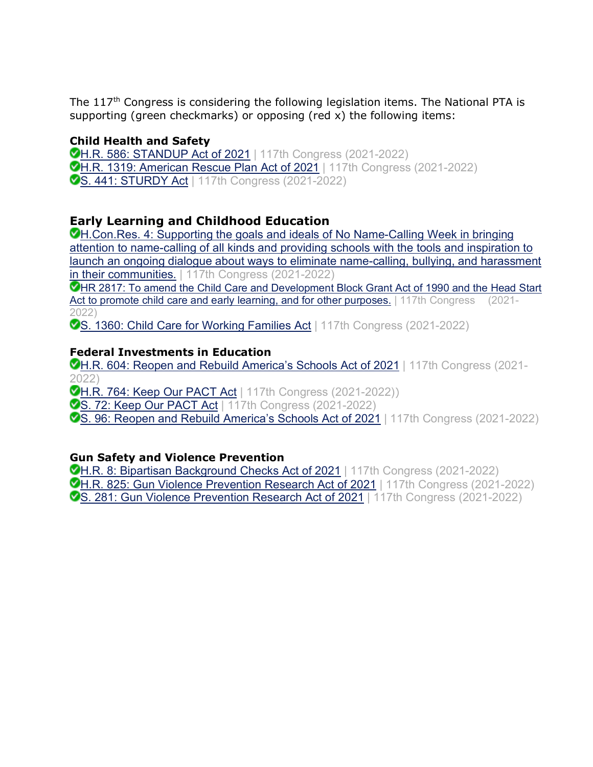The 117th Congress is considering the following legislation items. The National PTA is supporting (green checkmarks) or opposing (red x) the following items:

**Child Health and Safety**

✅ H.R. 586: STANDUP Act of 2021 | 117th Congress (2021-2022)
✅ H.R. 1319: American Rescue Plan Act of 2021 | 117th Congress (2021-2022)
✅ S. 441: STURDY Act | 117th Congress (2021-2022)

## Early Learning and Childhood Education

✅ H.Con.Res. 4: Supporting the goals and ideals of No Name-Calling Week in bringing attention to name-calling of all kinds and providing schools with the tools and inspiration to launch an ongoing dialogue about ways to eliminate name-calling, bullying, and harassment in their communities. | 117th Congress (2021-2022)
✅ HR 2817: To amend the Child Care and Development Block Grant Act of 1990 and the Head Start Act to promote child care and early learning, and for other purposes. | 117th Congress (2021-2022)
✅ S. 1360: Child Care for Working Families Act | 117th Congress (2021-2022)

**Federal Investments in Education**

✅ H.R. 604: Reopen and Rebuild America's Schools Act of 2021 | 117th Congress (2021-2022)
✅ H.R. 764: Keep Our PACT Act | 117th Congress (2021-2022))
✅ S. 72: Keep Our PACT Act | 117th Congress (2021-2022)
✅ S. 96: Reopen and Rebuild America's Schools Act of 2021 | 117th Congress (2021-2022)

**Gun Safety and Violence Prevention**

✅ H.R. 8: Bipartisan Background Checks Act of 2021 | 117th Congress (2021-2022)
✅ H.R. 825: Gun Violence Prevention Research Act of 2021 | 117th Congress (2021-2022)
✅ S. 281: Gun Violence Prevention Research Act of 2021 | 117th Congress (2021-2022)